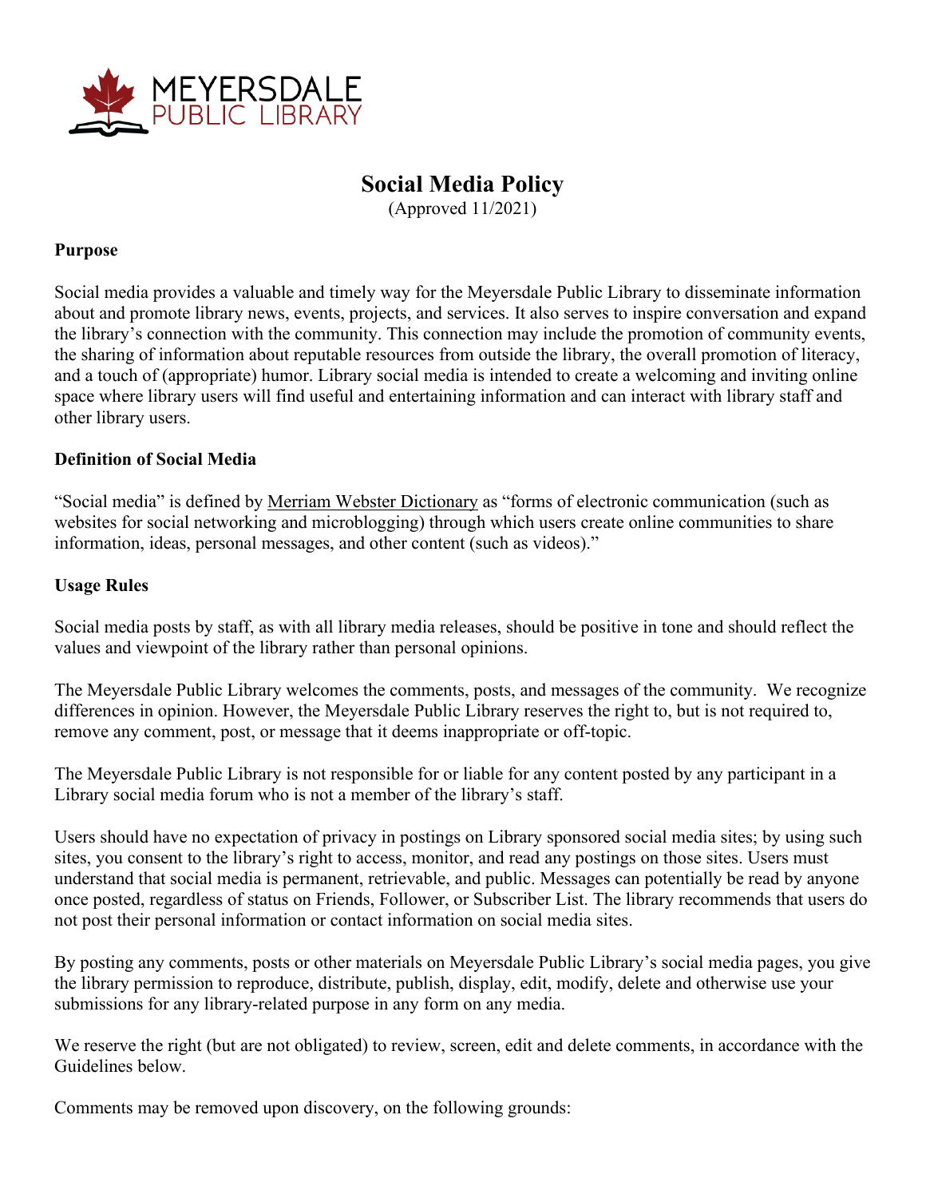MEYERSDALE PUBLIC LIBRARY

# Social Media Policy

(Approved 11/2021)

**Purpose**

Social media provides a valuable and timely way for the Meyersdale Public Library to disseminate information about and promote library news, events, projects, and services. It also serves to inspire conversation and expand the library's connection with the community. This connection may include the promotion of community events, the sharing of information about reputable resources from outside the library, the overall promotion of literacy, and a touch of (appropriate) humor. Library social media is intended to create a welcoming and inviting online space where library users will find useful and entertaining information and can interact with library staff and other library users.

**Definition of Social Media**

"Social media" is defined by Merriam Webster Dictionary as "forms of electronic communication (such as websites for social networking and microblogging) through which users create online communities to share information, ideas, personal messages, and other content (such as videos)."

**Usage Rules**

Social media posts by staff, as with all library media releases, should be positive in tone and should reflect the values and viewpoint of the library rather than personal opinions.

The Meyersdale Public Library welcomes the comments, posts, and messages of the community. We recognize differences in opinion. However, the Meyersdale Public Library reserves the right to, but is not required to, remove any comment, post, or message that it deems inappropriate or off-topic.

The Meyersdale Public Library is not responsible for or liable for any content posted by any participant in a Library social media forum who is not a member of the library's staff.

Users should have no expectation of privacy in postings on Library sponsored social media sites; by using such sites, you consent to the library's right to access, monitor, and read any postings on those sites. Users must understand that social media is permanent, retrievable, and public. Messages can potentially be read by anyone once posted, regardless of status on Friends, Follower, or Subscriber List. The library recommends that users do not post their personal information or contact information on social media sites.

By posting any comments, posts or other materials on Meyersdale Public Library's social media pages, you give the library permission to reproduce, distribute, publish, display, edit, modify, delete and otherwise use your submissions for any library-related purpose in any form on any media.

We reserve the right (but are not obligated) to review, screen, edit and delete comments, in accordance with the Guidelines below.

Comments may be removed upon discovery, on the following grounds: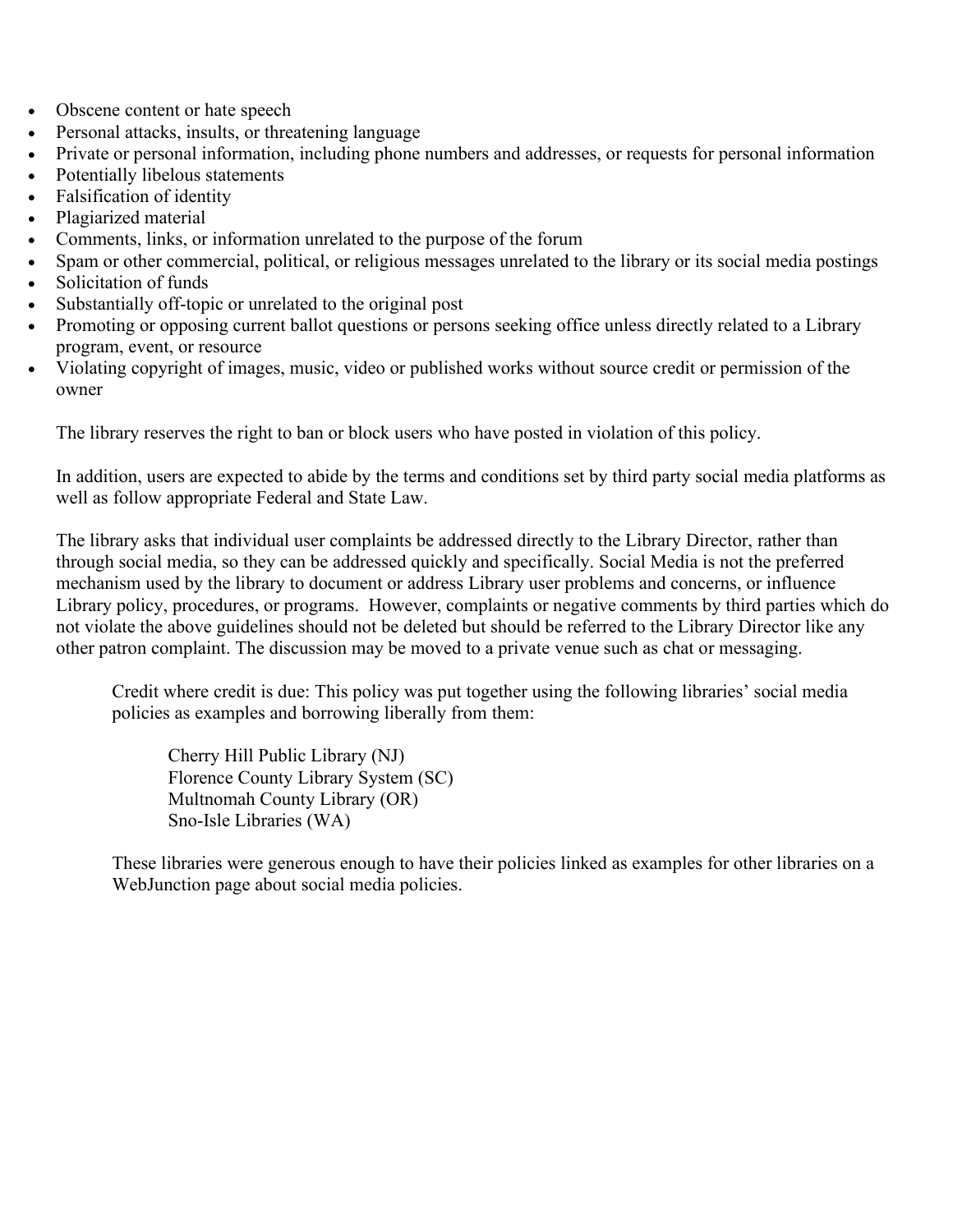- Obscene content or hate speech
- Personal attacks, insults, or threatening language
- Private or personal information, including phone numbers and addresses, or requests for personal information
- Potentially libelous statements
- Falsification of identity
- Plagiarized material
- Comments, links, or information unrelated to the purpose of the forum
- Spam or other commercial, political, or religious messages unrelated to the library or its social media postings
- Solicitation of funds
- Substantially off-topic or unrelated to the original post
- Promoting or opposing current ballot questions or persons seeking office unless directly related to a Library program, event, or resource
- Violating copyright of images, music, video or published works without source credit or permission of the owner

The library reserves the right to ban or block users who have posted in violation of this policy.

In addition, users are expected to abide by the terms and conditions set by third party social media platforms as well as follow appropriate Federal and State Law.

The library asks that individual user complaints be addressed directly to the Library Director, rather than through social media, so they can be addressed quickly and specifically. Social Media is not the preferred mechanism used by the library to document or address Library user problems and concerns, or influence Library policy, procedures, or programs. However, complaints or negative comments by third parties which do not violate the above guidelines should not be deleted but should be referred to the Library Director like any other patron complaint. The discussion may be moved to a private venue such as chat or messaging.

Credit where credit is due: This policy was put together using the following libraries' social media policies as examples and borrowing liberally from them:

Cherry Hill Public Library (NJ)
Florence County Library System (SC)
Multnomah County Library (OR)
Sno-Isle Libraries (WA)

These libraries were generous enough to have their policies linked as examples for other libraries on a WebJunction page about social media policies.